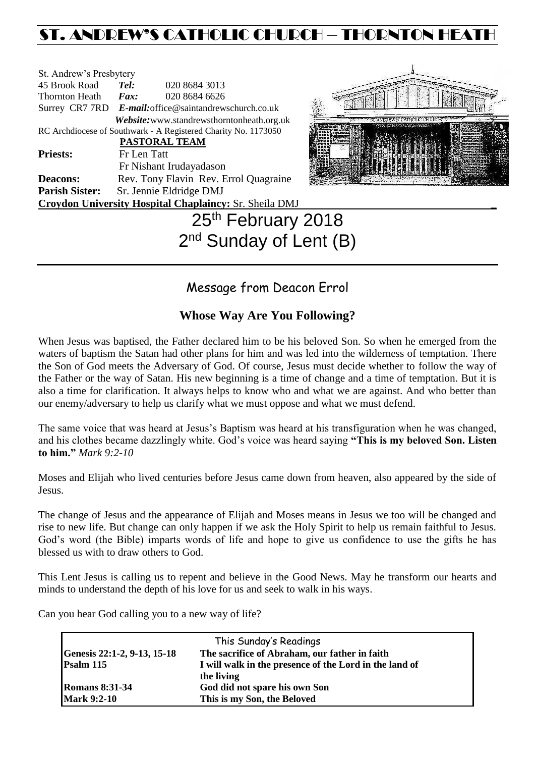# ST. ANDREW'S CATHOLIC CHURCH – THORNTON HEATH

St. Andrew's Presbytery
45 Brook Road *Tel:* 020 8684 3013
Thornton Heath *Fax:* 020 8684 6626
Surrey CR7 7RD *E-mail:* office@saintandrewschurch.co.uk
*Website:* www.standrewsthorntonheath.org.uk
RC Archdiocese of Southwark - A Registered Charity No. 1173050

**PASTORAL TEAM**

**Priests:** Fr Len Tatt
Fr Nishant Irudayadason
**Deacons:** Rev. Tony Flavin Rev. Errol Quagraine
**Parish Sister:** Sr. Jennie Eldridge DMJ
**Croydon University Hospital Chaplaincy:** Sr. Sheila DMJ

# 25th February 2018
# 2nd Sunday of Lent (B)

## Message from Deacon Errol

### Whose Way Are You Following?

When Jesus was baptised, the Father declared him to be his beloved Son. So when he emerged from the waters of baptism the Satan had other plans for him and was led into the wilderness of temptation. There the Son of God meets the Adversary of God. Of course, Jesus must decide whether to follow the way of the Father or the way of Satan. His new beginning is a time of change and a time of temptation. But it is also a time for clarification. It always helps to know who and what we are against. And who better than our enemy/adversary to help us clarify what we must oppose and what we must defend.

The same voice that was heard at Jesus's Baptism was heard at his transfiguration when he was changed, and his clothes became dazzlingly white. God's voice was heard saying **"This is my beloved Son. Listen to him."** *Mark 9:2-10*

Moses and Elijah who lived centuries before Jesus came down from heaven, also appeared by the side of Jesus.

The change of Jesus and the appearance of Elijah and Moses means in Jesus we too will be changed and rise to new life. But change can only happen if we ask the Holy Spirit to help us remain faithful to Jesus. God's word (the Bible) imparts words of life and hope to give us confidence to use the gifts he has blessed us with to draw others to God.

This Lent Jesus is calling us to repent and believe in the Good News. May he transform our hearts and minds to understand the depth of his love for us and seek to walk in his ways.

Can you hear God calling you to a new way of life?

| This Sunday's Readings | |
|---|---|
| **Genesis 22:1-2, 9-13, 15-18** | **The sacrifice of Abraham, our father in faith** |
| **Psalm 115** | **I will walk in the presence of the Lord in the land of the living** |
| **Romans 8:31-34** | **God did not spare his own Son** |
| **Mark 9:2-10** | **This is my Son, the Beloved** |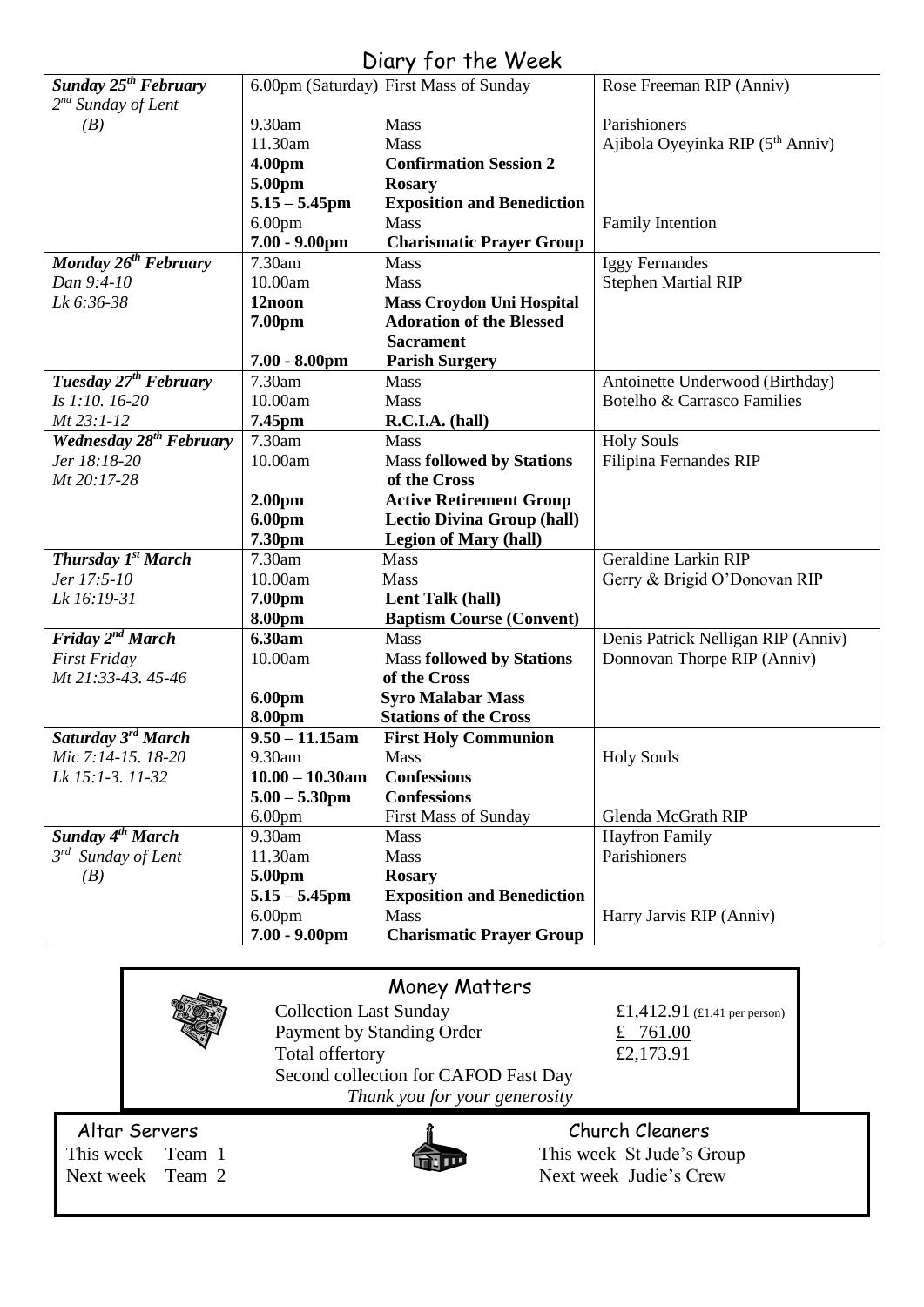# Diary for the Week

| | | | |
|---|---|---|---|
| ***Sunday 25th February*** | 6.00pm (Saturday) | First Mass of Sunday | Rose Freeman RIP (Anniv) |
| *2nd Sunday of Lent* | | | |
| *(B)* | 9.30am | Mass | Parishioners |
| | 11.30am | Mass | Ajibola Oyeyinka RIP (5th Anniv) |
| | **4.00pm** | **Confirmation Session 2** | |
| | **5.00pm** | **Rosary** | |
| | **5.15 – 5.45pm** | **Exposition and Benediction** | |
| | 6.00pm | Mass | Family Intention |
| | **7.00 - 9.00pm** | **Charismatic Prayer Group** | |
| ***Monday 26th February*** | 7.30am | Mass | Iggy Fernandes |
| *Dan 9:4-10* | 10.00am | Mass | Stephen Martial RIP |
| *Lk 6:36-38* | **12noon** | **Mass Croydon Uni Hospital** | |
| | **7.00pm** | **Adoration of the Blessed Sacrament** | |
| | **7.00 - 8.00pm** | **Parish Surgery** | |
| ***Tuesday 27th February*** | 7.30am | Mass | Antoinette Underwood (Birthday) |
| *Is 1:10. 16-20* | 10.00am | Mass | Botelho & Carrasco Families |
| *Mt 23:1-12* | **7.45pm** | **R.C.I.A. (hall)** | |
| ***Wednesday 28th February*** | 7.30am | Mass | Holy Souls |
| *Jer 18:18-20* | 10.00am | Mass **followed by Stations of the Cross** | Filipina Fernandes RIP |
| *Mt 20:17-28* | **2.00pm** | **Active Retirement Group** | |
| | **6.00pm** | **Lectio Divina Group (hall)** | |
| | **7.30pm** | **Legion of Mary (hall)** | |
| ***Thursday 1st March*** | 7.30am | Mass | Geraldine Larkin RIP |
| *Jer 17:5-10* | 10.00am | Mass | Gerry & Brigid O'Donovan RIP |
| *Lk 16:19-31* | **7.00pm** | **Lent Talk (hall)** | |
| | **8.00pm** | **Baptism Course (Convent)** | |
| ***Friday 2nd March*** | **6.30am** | Mass | Denis Patrick Nelligan RIP (Anniv) |
| *First Friday* | 10.00am | Mass **followed by Stations of the Cross** | Donnovan Thorpe RIP (Anniv) |
| *Mt 21:33-43. 45-46* | **6.00pm** | **Syro Malabar Mass** | |
| | **8.00pm** | **Stations of the Cross** | |
| ***Saturday 3rd March*** | **9.50 – 11.15am** | **First Holy Communion** | |
| *Mic 7:14-15. 18-20* | 9.30am | Mass | Holy Souls |
| *Lk 15:1-3. 11-32* | **10.00 – 10.30am** | **Confessions** | |
| | **5.00 – 5.30pm** | **Confessions** | |
| | 6.00pm | First Mass of Sunday | Glenda McGrath RIP |
| ***Sunday 4th March*** | 9.30am | Mass | Hayfron Family |
| *3rd Sunday of Lent* | 11.30am | Mass | Parishioners |
| *(B)* | **5.00pm** | **Rosary** | |
| | **5.15 – 5.45pm** | **Exposition and Benediction** | |
| | 6.00pm | Mass | Harry Jarvis RIP (Anniv) |
| | **7.00 - 9.00pm** | **Charismatic Prayer Group** | |

## Money Matters

| | |
|---|---|
| Collection Last Sunday | £1,412.91 (£1.41 per person) |
| Payment by Standing Order | £ 761.00 |
| Total offertory | £2,173.91 |

Second collection for CAFOD Fast Day

*Thank you for your generosity*

## Altar Servers

This week Team 1
Next week Team 2

## Church Cleaners

This week St Jude's Group
Next week Judie's Crew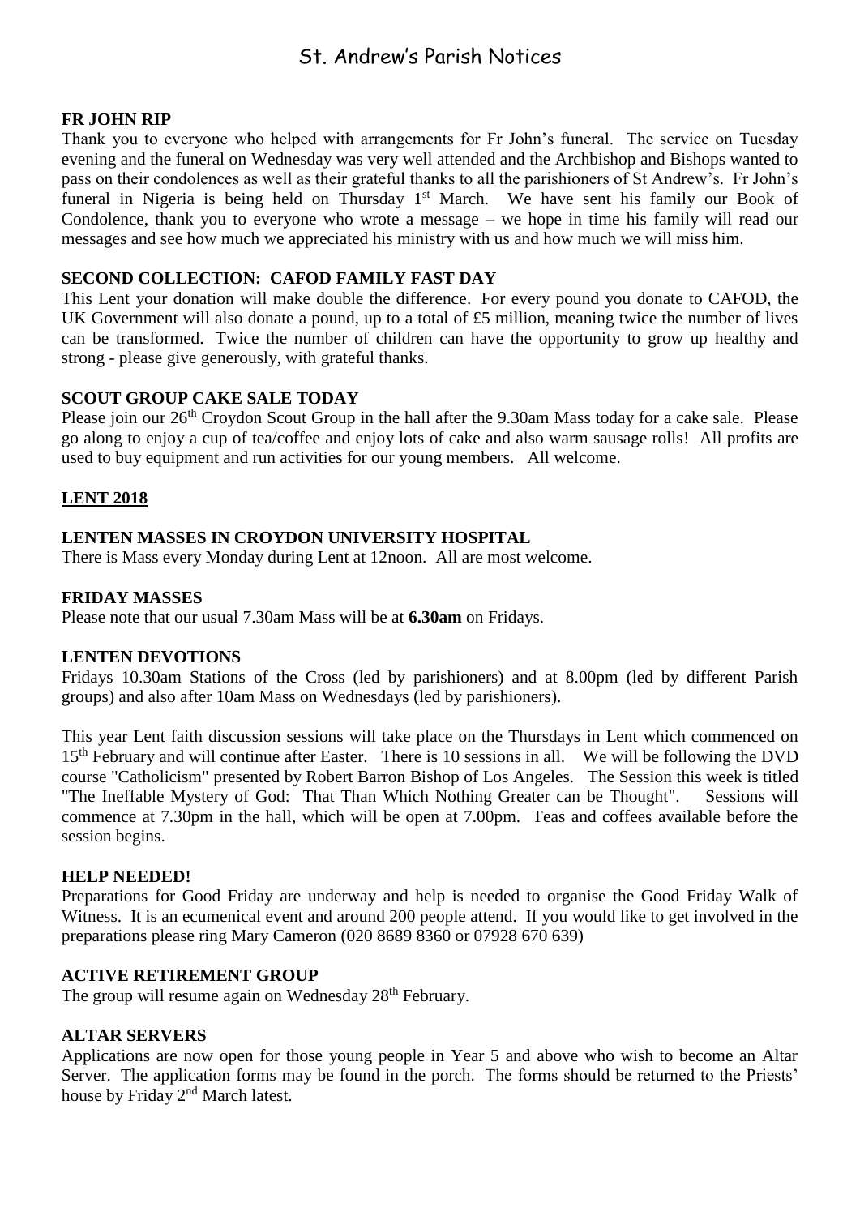# St. Andrew's Parish Notices

**FR JOHN RIP**

Thank you to everyone who helped with arrangements for Fr John's funeral. The service on Tuesday evening and the funeral on Wednesday was very well attended and the Archbishop and Bishops wanted to pass on their condolences as well as their grateful thanks to all the parishioners of St Andrew's. Fr John's funeral in Nigeria is being held on Thursday 1st March. We have sent his family our Book of Condolence, thank you to everyone who wrote a message – we hope in time his family will read our messages and see how much we appreciated his ministry with us and how much we will miss him.

**SECOND COLLECTION: CAFOD FAMILY FAST DAY**

This Lent your donation will make double the difference. For every pound you donate to CAFOD, the UK Government will also donate a pound, up to a total of £5 million, meaning twice the number of lives can be transformed. Twice the number of children can have the opportunity to grow up healthy and strong - please give generously, with grateful thanks.

**SCOUT GROUP CAKE SALE TODAY**

Please join our 26th Croydon Scout Group in the hall after the 9.30am Mass today for a cake sale. Please go along to enjoy a cup of tea/coffee and enjoy lots of cake and also warm sausage rolls! All profits are used to buy equipment and run activities for our young members. All welcome.

**LENT 2018**

**LENTEN MASSES IN CROYDON UNIVERSITY HOSPITAL**

There is Mass every Monday during Lent at 12noon. All are most welcome.

**FRIDAY MASSES**

Please note that our usual 7.30am Mass will be at **6.30am** on Fridays.

**LENTEN DEVOTIONS**

Fridays 10.30am Stations of the Cross (led by parishioners) and at 8.00pm (led by different Parish groups) and also after 10am Mass on Wednesdays (led by parishioners).

This year Lent faith discussion sessions will take place on the Thursdays in Lent which commenced on 15th February and will continue after Easter. There is 10 sessions in all. We will be following the DVD course "Catholicism" presented by Robert Barron Bishop of Los Angeles. The Session this week is titled "The Ineffable Mystery of God: That Than Which Nothing Greater can be Thought". Sessions will commence at 7.30pm in the hall, which will be open at 7.00pm. Teas and coffees available before the session begins.

**HELP NEEDED!**

Preparations for Good Friday are underway and help is needed to organise the Good Friday Walk of Witness. It is an ecumenical event and around 200 people attend. If you would like to get involved in the preparations please ring Mary Cameron (020 8689 8360 or 07928 670 639)

**ACTIVE RETIREMENT GROUP**

The group will resume again on Wednesday 28th February.

**ALTAR SERVERS**

Applications are now open for those young people in Year 5 and above who wish to become an Altar Server. The application forms may be found in the porch. The forms should be returned to the Priests' house by Friday 2nd March latest.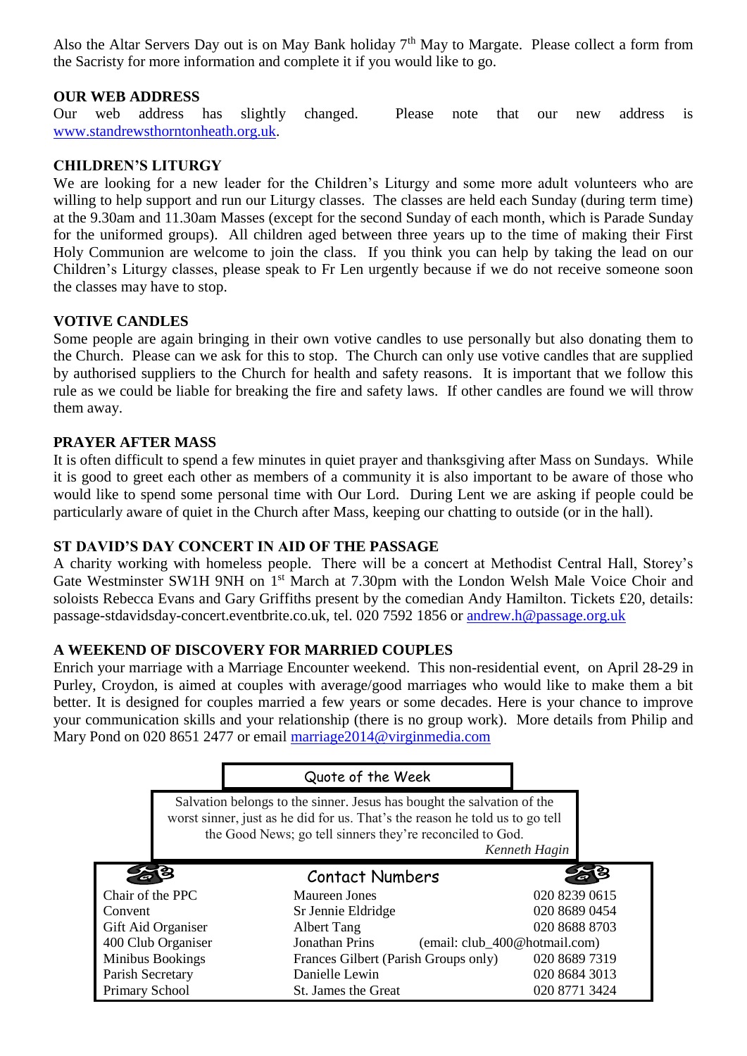Also the Altar Servers Day out is on May Bank holiday 7th May to Margate. Please collect a form from the Sacristy for more information and complete it if you would like to go.

**OUR WEB ADDRESS**

Our web address has slightly changed. Please note that our new address is www.standrewsthorntonheath.org.uk.

**CHILDREN'S LITURGY**

We are looking for a new leader for the Children's Liturgy and some more adult volunteers who are willing to help support and run our Liturgy classes. The classes are held each Sunday (during term time) at the 9.30am and 11.30am Masses (except for the second Sunday of each month, which is Parade Sunday for the uniformed groups). All children aged between three years up to the time of making their First Holy Communion are welcome to join the class. If you think you can help by taking the lead on our Children's Liturgy classes, please speak to Fr Len urgently because if we do not receive someone soon the classes may have to stop.

**VOTIVE CANDLES**

Some people are again bringing in their own votive candles to use personally but also donating them to the Church. Please can we ask for this to stop. The Church can only use votive candles that are supplied by authorised suppliers to the Church for health and safety reasons. It is important that we follow this rule as we could be liable for breaking the fire and safety laws. If other candles are found we will throw them away.

**PRAYER AFTER MASS**

It is often difficult to spend a few minutes in quiet prayer and thanksgiving after Mass on Sundays. While it is good to greet each other as members of a community it is also important to be aware of those who would like to spend some personal time with Our Lord. During Lent we are asking if people could be particularly aware of quiet in the Church after Mass, keeping our chatting to outside (or in the hall).

**ST DAVID'S DAY CONCERT IN AID OF THE PASSAGE**

A charity working with homeless people. There will be a concert at Methodist Central Hall, Storey's Gate Westminster SW1H 9NH on 1st March at 7.30pm with the London Welsh Male Voice Choir and soloists Rebecca Evans and Gary Griffiths present by the comedian Andy Hamilton. Tickets £20, details: passage-stdavidsday-concert.eventbrite.co.uk, tel. 020 7592 1856 or andrew.h@passage.org.uk

**A WEEKEND OF DISCOVERY FOR MARRIED COUPLES**

Enrich your marriage with a Marriage Encounter weekend. This non-residential event, on April 28-29 in Purley, Croydon, is aimed at couples with average/good marriages who would like to make them a bit better. It is designed for couples married a few years or some decades. Here is your chance to improve your communication skills and your relationship (there is no group work). More details from Philip and Mary Pond on 020 8651 2477 or email marriage2014@virginmedia.com

**Quote of the Week**

Salvation belongs to the sinner. Jesus has bought the salvation of the worst sinner, just as he did for us. That's the reason he told us to go tell the Good News; go tell sinners they're reconciled to God.

*Kenneth Hagin*

**Contact Numbers**

| | | |
|---|---|---|
| Chair of the PPC | Maureen Jones | 020 8239 0615 |
| Convent | Sr Jennie Eldridge | 020 8689 0454 |
| Gift Aid Organiser | Albert Tang | 020 8688 8703 |
| 400 Club Organiser | Jonathan Prins (email: club_400@hotmail.com) | |
| Minibus Bookings | Frances Gilbert (Parish Groups only) | 020 8689 7319 |
| Parish Secretary | Danielle Lewin | 020 8684 3013 |
| Primary School | St. James the Great | 020 8771 3424 |